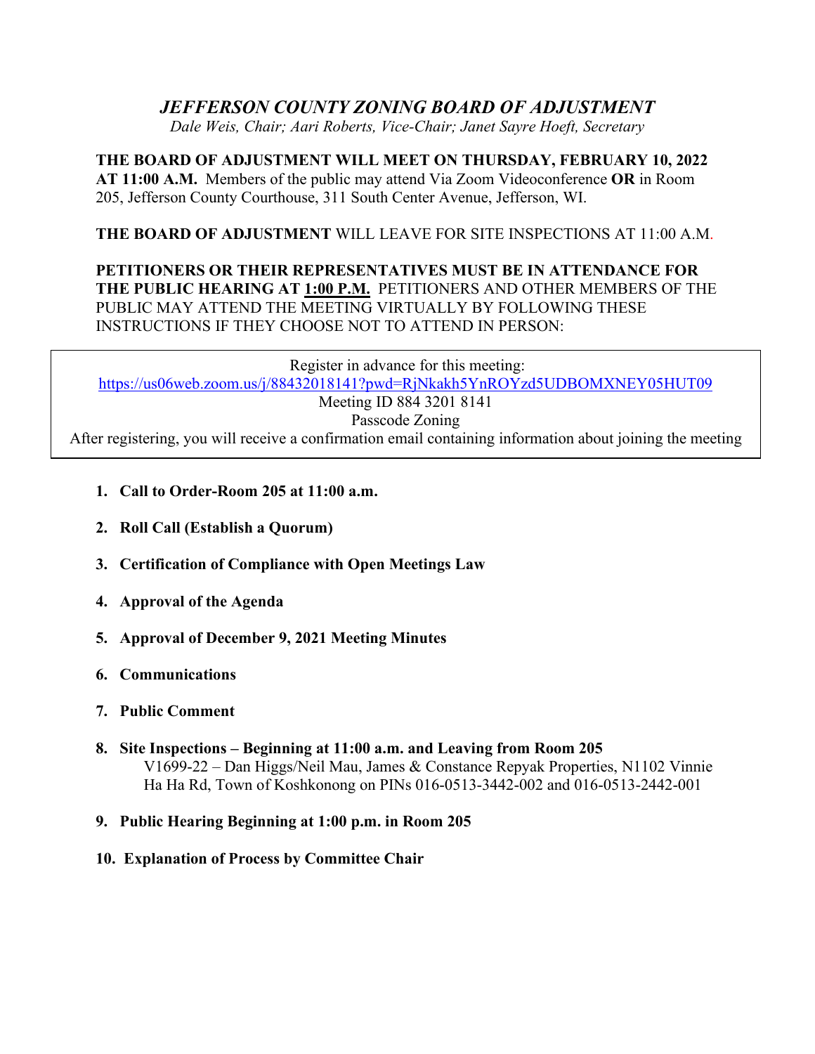# *JEFFERSON COUNTY ZONING BOARD OF ADJUSTMENT*

*Dale Weis, Chair; Aari Roberts, Vice-Chair; Janet Sayre Hoeft, Secretary*

**THE BOARD OF ADJUSTMENT WILL MEET ON THURSDAY, FEBRUARY 10, 2022 AT 11:00 A.M.** Members of the public may attend Via Zoom Videoconference **OR** in Room 205, Jefferson County Courthouse, 311 South Center Avenue, Jefferson, WI.

**THE BOARD OF ADJUSTMENT** WILL LEAVE FOR SITE INSPECTIONS AT 11:00 A.M.

**PETITIONERS OR THEIR REPRESENTATIVES MUST BE IN ATTENDANCE FOR THE PUBLIC HEARING AT 1:00 P.M.** PETITIONERS AND OTHER MEMBERS OF THE PUBLIC MAY ATTEND THE MEETING VIRTUALLY BY FOLLOWING THESE INSTRUCTIONS IF THEY CHOOSE NOT TO ATTEND IN PERSON:

Register in advance for this meeting:
https://us06web.zoom.us/j/88432018141?pwd=RjNkakh5YnROYzd5UDBOMXNEY05HUT09
Meeting ID 884 3201 8141
Passcode Zoning
After registering, you will receive a confirmation email containing information about joining the meeting

1. **Call to Order-Room 205 at 11:00 a.m.**
2. **Roll Call (Establish a Quorum)**
3. **Certification of Compliance with Open Meetings Law**
4. **Approval of the Agenda**
5. **Approval of December 9, 2021 Meeting Minutes**
6. **Communications**
7. **Public Comment**
8. **Site Inspections – Beginning at 11:00 a.m. and Leaving from Room 205**
   V1699-22 – Dan Higgs/Neil Mau, James & Constance Repyak Properties, N1102 Vinnie Ha Ha Rd, Town of Koshkonong on PINs 016-0513-3442-002 and 016-0513-2442-001
9. **Public Hearing Beginning at 1:00 p.m. in Room 205**
10. **Explanation of Process by Committee Chair**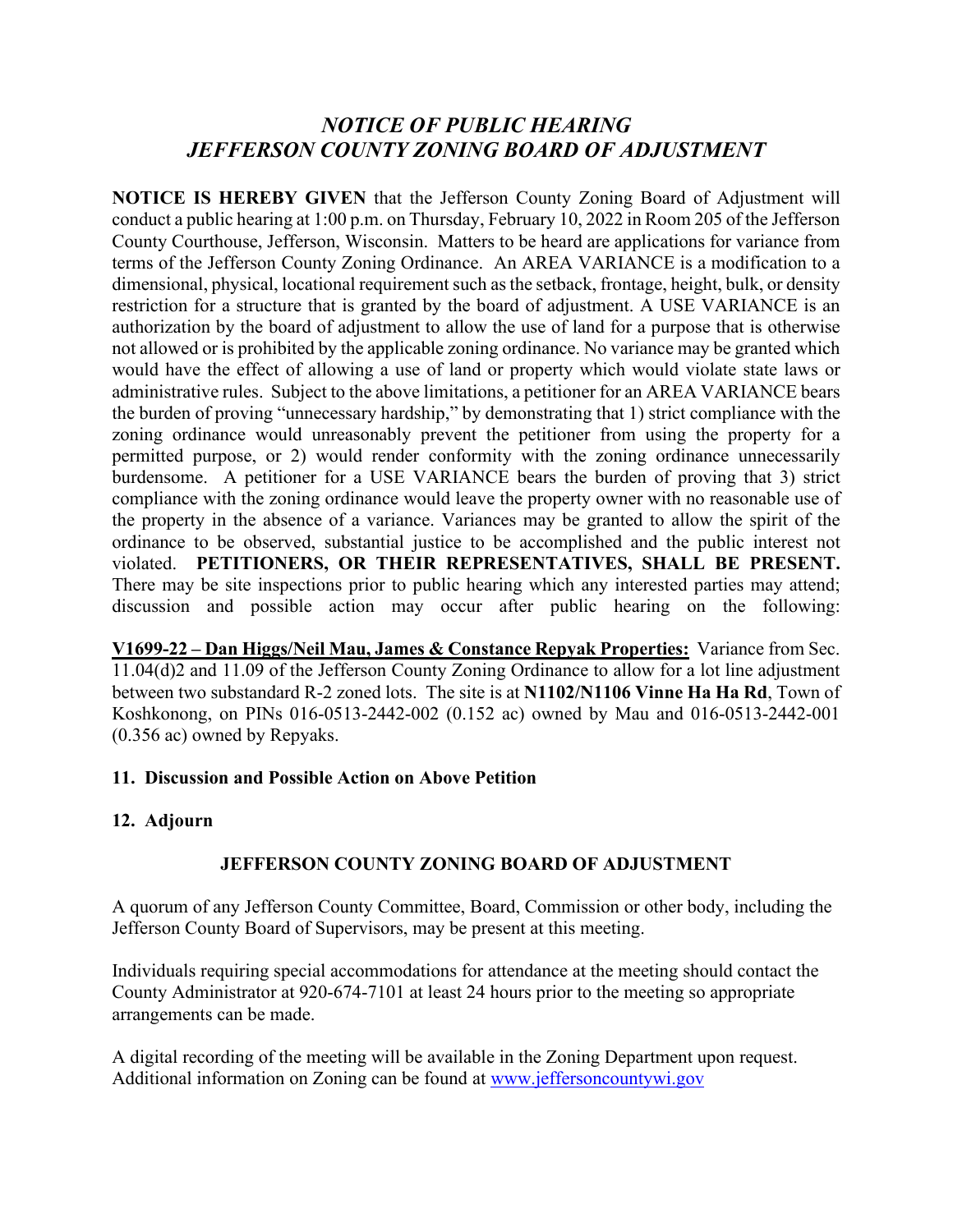# *NOTICE OF PUBLIC HEARING*
# *JEFFERSON COUNTY ZONING BOARD OF ADJUSTMENT*

**NOTICE IS HEREBY GIVEN** that the Jefferson County Zoning Board of Adjustment will conduct a public hearing at 1:00 p.m. on Thursday, February 10, 2022 in Room 205 of the Jefferson County Courthouse, Jefferson, Wisconsin. Matters to be heard are applications for variance from terms of the Jefferson County Zoning Ordinance. An AREA VARIANCE is a modification to a dimensional, physical, locational requirement such as the setback, frontage, height, bulk, or density restriction for a structure that is granted by the board of adjustment. A USE VARIANCE is an authorization by the board of adjustment to allow the use of land for a purpose that is otherwise not allowed or is prohibited by the applicable zoning ordinance. No variance may be granted which would have the effect of allowing a use of land or property which would violate state laws or administrative rules. Subject to the above limitations, a petitioner for an AREA VARIANCE bears the burden of proving "unnecessary hardship," by demonstrating that 1) strict compliance with the zoning ordinance would unreasonably prevent the petitioner from using the property for a permitted purpose, or 2) would render conformity with the zoning ordinance unnecessarily burdensome. A petitioner for a USE VARIANCE bears the burden of proving that 3) strict compliance with the zoning ordinance would leave the property owner with no reasonable use of the property in the absence of a variance. Variances may be granted to allow the spirit of the ordinance to be observed, substantial justice to be accomplished and the public interest not violated. **PETITIONERS, OR THEIR REPRESENTATIVES, SHALL BE PRESENT.** There may be site inspections prior to public hearing which any interested parties may attend; discussion and possible action may occur after public hearing on the following:

**V1699-22 – Dan Higgs/Neil Mau, James & Constance Repyak Properties:** Variance from Sec. 11.04(d)2 and 11.09 of the Jefferson County Zoning Ordinance to allow for a lot line adjustment between two substandard R-2 zoned lots. The site is at **N1102/N1106 Vinne Ha Ha Rd**, Town of Koshkonong, on PINs 016-0513-2442-002 (0.152 ac) owned by Mau and 016-0513-2442-001 (0.356 ac) owned by Repyaks.

**11. Discussion and Possible Action on Above Petition**

**12. Adjourn**

**JEFFERSON COUNTY ZONING BOARD OF ADJUSTMENT**

A quorum of any Jefferson County Committee, Board, Commission or other body, including the Jefferson County Board of Supervisors, may be present at this meeting.

Individuals requiring special accommodations for attendance at the meeting should contact the County Administrator at 920-674-7101 at least 24 hours prior to the meeting so appropriate arrangements can be made.

A digital recording of the meeting will be available in the Zoning Department upon request. Additional information on Zoning can be found at www.jeffersoncountywi.gov